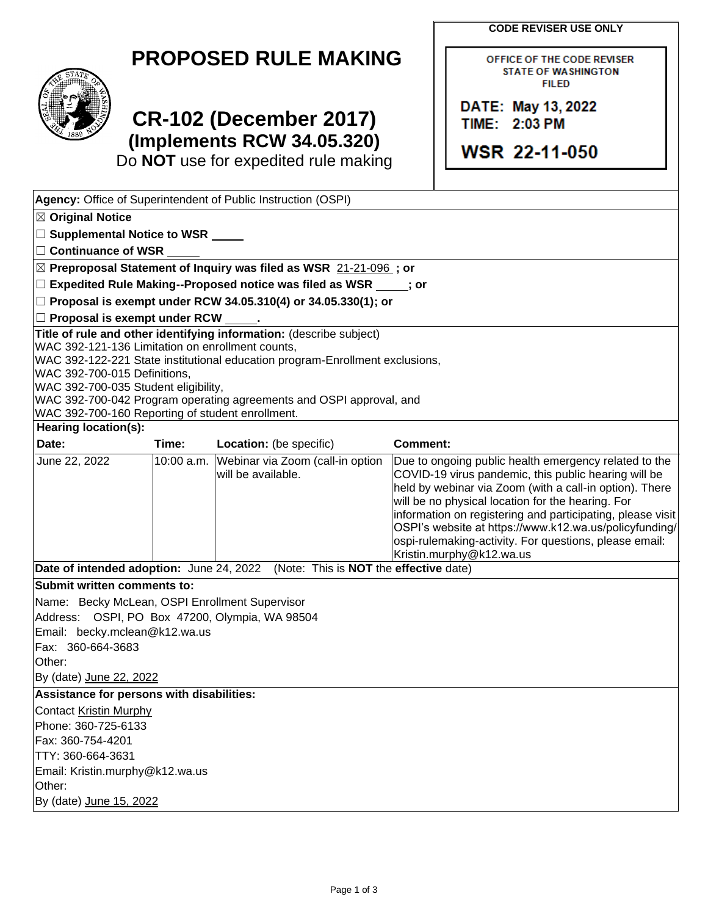**CODE REVISER USE ONLY**

OFFICE OF THE CODE REVISER
STATE OF WASHINGTON
FILED

DATE: May 13, 2022
TIME: 2:03 PM

WSR 22-11-050

# PROPOSED RULE MAKING

## CR-102 (December 2017)
### (Implements RCW 34.05.320)

Do **NOT** use for expedited rule making

**Agency:** Office of Superintendent of Public Instruction (OSPI)

☒ **Original Notice**

☐ **Supplemental Notice to WSR** _____

☐ **Continuance of WSR** _____

☒ **Preproposal Statement of Inquiry was filed as WSR** 21-21-096 **; or**

☐ **Expedited Rule Making--Proposed notice was filed as WSR** _____**; or**

☐ **Proposal is exempt under RCW 34.05.310(4) or 34.05.330(1); or**

☐ **Proposal is exempt under RCW** _____**.**

**Title of rule and other identifying information:** (describe subject)
WAC 392-121-136 Limitation on enrollment counts,
WAC 392-122-221 State institutional education program-Enrollment exclusions,
WAC 392-700-015 Definitions,
WAC 392-700-035 Student eligibility,
WAC 392-700-042 Program operating agreements and OSPI approval, and
WAC 392-700-160 Reporting of student enrollment.

**Hearing location(s):**

| **Date:** | **Time:** | **Location:** (be specific) | **Comment:** |
| --- | --- | --- | --- |
| June 22, 2022 | 10:00 a.m. | Webinar via Zoom (call-in option will be available. | Due to ongoing public health emergency related to the COVID-19 virus pandemic, this public hearing will be held by webinar via Zoom (with a call-in option). There will be no physical location for the hearing. For information on registering and participating, please visit OSPI's website at https://www.k12.wa.us/policyfunding/ospi-rulemaking-activity. For questions, please email: Kristin.murphy@k12.wa.us |

**Date of intended adoption:** June 24, 2022 (Note: This is **NOT** the **effective** date)

**Submit written comments to:**

Name: Becky McLean, OSPI Enrollment Supervisor
Address: OSPI, PO Box 47200, Olympia, WA 98504
Email: becky.mclean@k12.wa.us
Fax: 360-664-3683
Other:
By (date) June 22, 2022

**Assistance for persons with disabilities:**

Contact Kristin Murphy
Phone: 360-725-6133
Fax: 360-754-4201
TTY: 360-664-3631
Email: Kristin.murphy@k12.wa.us
Other:
By (date) June 15, 2022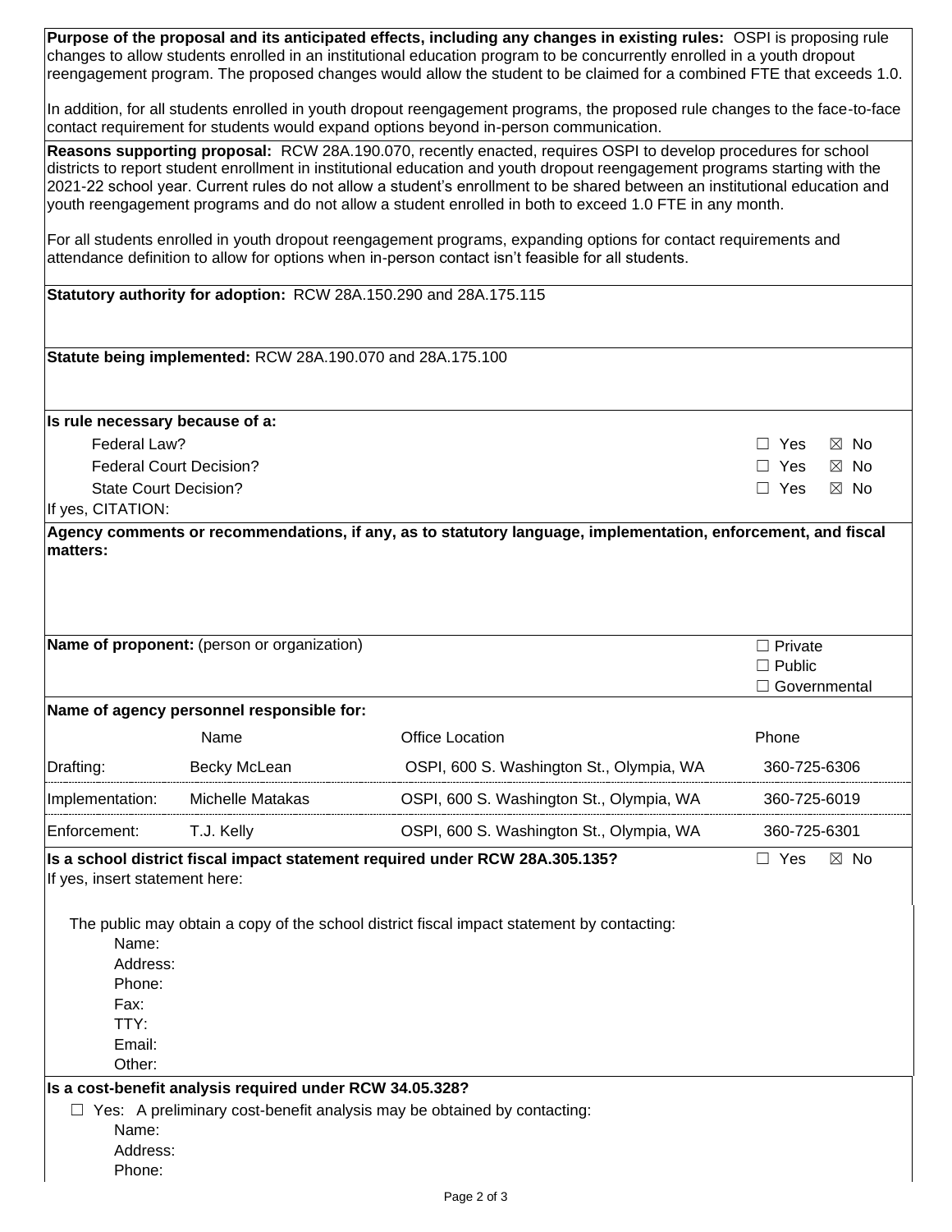**Purpose of the proposal and its anticipated effects, including any changes in existing rules:** OSPI is proposing rule changes to allow students enrolled in an institutional education program to be concurrently enrolled in a youth dropout reengagement program. The proposed changes would allow the student to be claimed for a combined FTE that exceeds 1.0.

In addition, for all students enrolled in youth dropout reengagement programs, the proposed rule changes to the face-to-face contact requirement for students would expand options beyond in-person communication.

**Reasons supporting proposal:** RCW 28A.190.070, recently enacted, requires OSPI to develop procedures for school districts to report student enrollment in institutional education and youth dropout reengagement programs starting with the 2021-22 school year. Current rules do not allow a student's enrollment to be shared between an institutional education and youth reengagement programs and do not allow a student enrolled in both to exceed 1.0 FTE in any month.

For all students enrolled in youth dropout reengagement programs, expanding options for contact requirements and attendance definition to allow for options when in-person contact isn't feasible for all students.

**Statutory authority for adoption:** RCW 28A.150.290 and 28A.175.115

**Statute being implemented:** RCW 28A.190.070 and 28A.175.100

**Is rule necessary because of a:**

| | |
|---|---|
| Federal Law? | ☐ Yes ☒ No |
| Federal Court Decision? | ☐ Yes ☒ No |
| State Court Decision? | ☐ Yes ☒ No |

If yes, CITATION:

**Agency comments or recommendations, if any, as to statutory language, implementation, enforcement, and fiscal matters:**

**Name of proponent:** (person or organization)

☐ Private
☐ Public
☐ Governmental

**Name of agency personnel responsible for:**

| | Name | Office Location | Phone |
|---|---|---|---|
| Drafting: | Becky McLean | OSPI, 600 S. Washington St., Olympia, WA | 360-725-6306 |
| Implementation: | Michelle Matakas | OSPI, 600 S. Washington St., Olympia, WA | 360-725-6019 |
| Enforcement: | T.J. Kelly | OSPI, 600 S. Washington St., Olympia, WA | 360-725-6301 |

**Is a school district fiscal impact statement required under RCW 28A.305.135?** ☐ Yes ☒ No

If yes, insert statement here:

The public may obtain a copy of the school district fiscal impact statement by contacting:

Name:
Address:
Phone:
Fax:
TTY:
Email:
Other:

**Is a cost-benefit analysis required under RCW 34.05.328?**

☐ Yes: A preliminary cost-benefit analysis may be obtained by contacting:

Name:
Address:
Phone: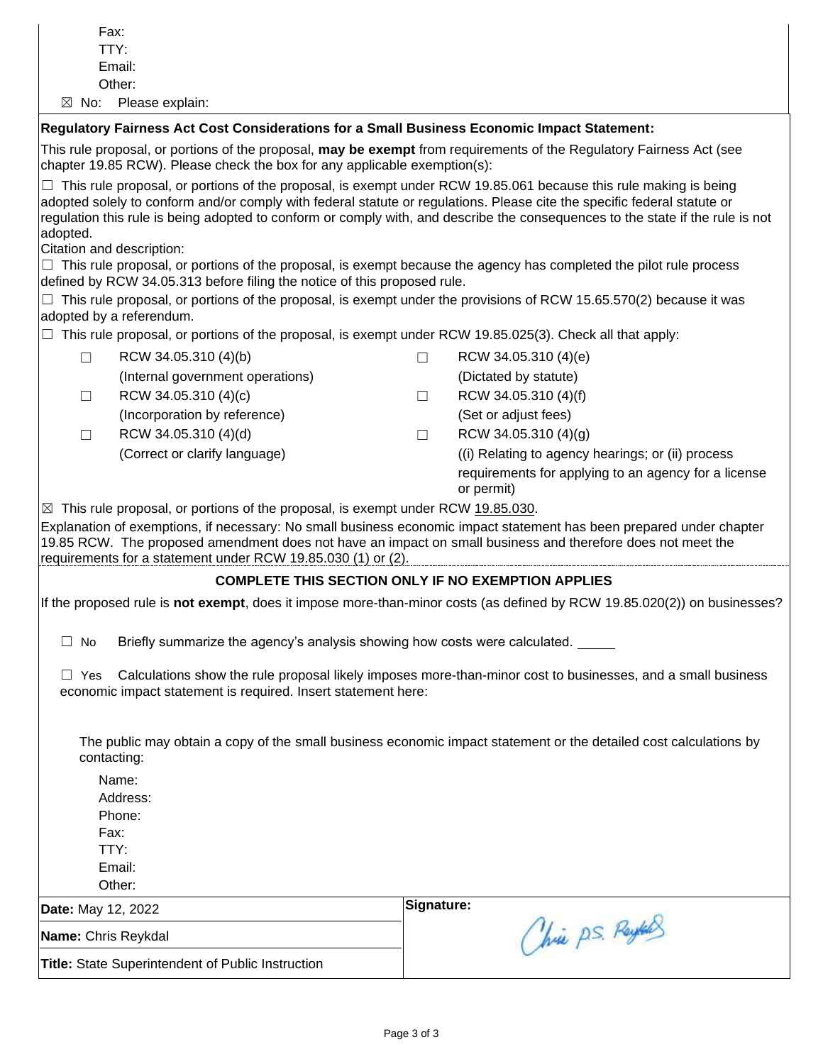Fax:
TTY:
Email:
Other:

☒ No: Please explain:

**Regulatory Fairness Act Cost Considerations for a Small Business Economic Impact Statement:**

This rule proposal, or portions of the proposal, **may be exempt** from requirements of the Regulatory Fairness Act (see chapter 19.85 RCW). Please check the box for any applicable exemption(s):

☐ This rule proposal, or portions of the proposal, is exempt under RCW 19.85.061 because this rule making is being adopted solely to conform and/or comply with federal statute or regulations. Please cite the specific federal statute or regulation this rule is being adopted to conform or comply with, and describe the consequences to the state if the rule is not adopted.
Citation and description:

☐ This rule proposal, or portions of the proposal, is exempt because the agency has completed the pilot rule process defined by RCW 34.05.313 before filing the notice of this proposed rule.

☐ This rule proposal, or portions of the proposal, is exempt under the provisions of RCW 15.65.570(2) because it was adopted by a referendum.

☐ This rule proposal, or portions of the proposal, is exempt under RCW 19.85.025(3). Check all that apply:

| | | | |
|---|---|---|---|
| ☐ | RCW 34.05.310 (4)(b) (Internal government operations) | ☐ | RCW 34.05.310 (4)(e) (Dictated by statute) |
| ☐ | RCW 34.05.310 (4)(c) (Incorporation by reference) | ☐ | RCW 34.05.310 (4)(f) (Set or adjust fees) |
| ☐ | RCW 34.05.310 (4)(d) (Correct or clarify language) | ☐ | RCW 34.05.310 (4)(g) ((i) Relating to agency hearings; or (ii) process requirements for applying to an agency for a license or permit) |

☒ This rule proposal, or portions of the proposal, is exempt under RCW 19.85.030.

Explanation of exemptions, if necessary: No small business economic impact statement has been prepared under chapter 19.85 RCW. The proposed amendment does not have an impact on small business and therefore does not meet the requirements for a statement under RCW 19.85.030 (1) or (2).

**COMPLETE THIS SECTION ONLY IF NO EXEMPTION APPLIES**

If the proposed rule is **not exempt**, does it impose more-than-minor costs (as defined by RCW 19.85.020(2)) on businesses?

☐ No Briefly summarize the agency's analysis showing how costs were calculated. _____

☐ Yes Calculations show the rule proposal likely imposes more-than-minor cost to businesses, and a small business economic impact statement is required. Insert statement here:

The public may obtain a copy of the small business economic impact statement or the detailed cost calculations by contacting:

Name:
Address:
Phone:
Fax:
TTY:
Email:
Other:

| | |
|---|---|
| **Date:** May 12, 2022 | **Signature:** Chris P.S. Reykdal |
| **Name:** Chris Reykdal | |
| **Title:** State Superintendent of Public Instruction | |